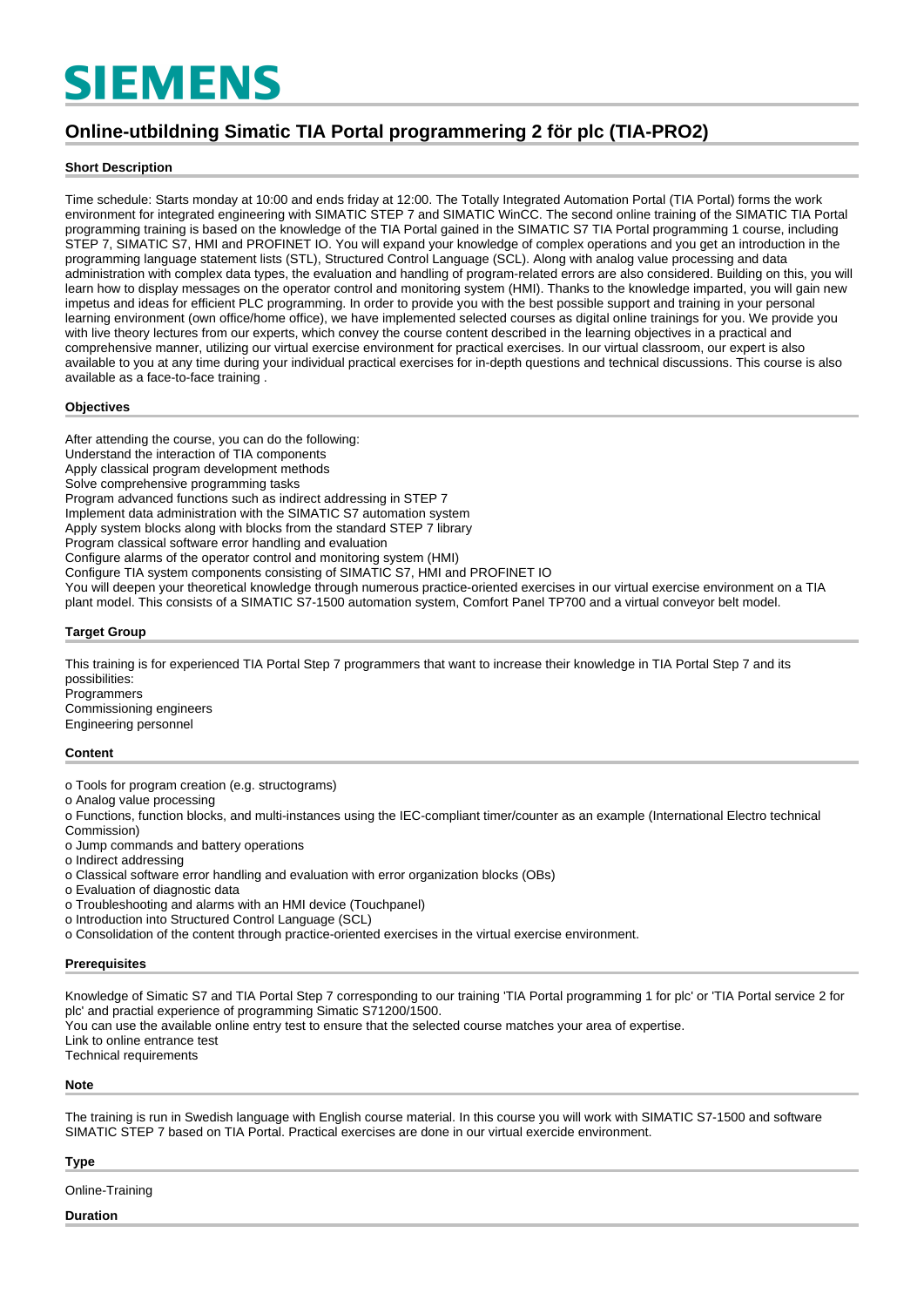SIEMENS

# Online-utbildning Simatic TIA Portal programmering 2 för plc (TIA-PRO2)

## Short Description

Time schedule: Starts monday at 10:00 and ends friday at 12:00. The Totally Integrated Automation Portal (TIA Portal) forms the work environment for integrated engineering with SIMATIC STEP 7 and SIMATIC WinCC. The second online training of the SIMATIC TIA Portal programming training is based on the knowledge of the TIA Portal gained in the SIMATIC S7 TIA Portal programming 1 course, including STEP 7, SIMATIC S7, HMI and PROFINET IO. You will expand your knowledge of complex operations and you get an introduction in the programming language statement lists (STL), Structured Control Language (SCL). Along with analog value processing and data administration with complex data types, the evaluation and handling of program-related errors are also considered. Building on this, you will learn how to display messages on the operator control and monitoring system (HMI). Thanks to the knowledge imparted, you will gain new impetus and ideas for efficient PLC programming. In order to provide you with the best possible support and training in your personal learning environment (own office/home office), we have implemented selected courses as digital online trainings for you. We provide you with live theory lectures from our experts, which convey the course content described in the learning objectives in a practical and comprehensive manner, utilizing our virtual exercise environment for practical exercises. In our virtual classroom, our expert is also available to you at any time during your individual practical exercises for in-depth questions and technical discussions. This course is also available as a face-to-face training .

## Objectives

After attending the course, you can do the following:
Understand the interaction of TIA components
Apply classical program development methods
Solve comprehensive programming tasks
Program advanced functions such as indirect addressing in STEP 7
Implement data administration with the SIMATIC S7 automation system
Apply system blocks along with blocks from the standard STEP 7 library
Program classical software error handling and evaluation
Configure alarms of the operator control and monitoring system (HMI)
Configure TIA system components consisting of SIMATIC S7, HMI and PROFINET IO
You will deepen your theoretical knowledge through numerous practice-oriented exercises in our virtual exercise environment on a TIA plant model. This consists of a SIMATIC S7-1500 automation system, Comfort Panel TP700 and a virtual conveyor belt model.

## Target Group

This training is for experienced TIA Portal Step 7 programmers that want to increase their knowledge in TIA Portal Step 7 and its possibilities:
Programmers
Commissioning engineers
Engineering personnel

## Content

o Tools for program creation (e.g. structograms)
o Analog value processing
o Functions, function blocks, and multi-instances using the IEC-compliant timer/counter as an example (International Electro technical Commission)
o Jump commands and battery operations
o Indirect addressing
o Classical software error handling and evaluation with error organization blocks (OBs)
o Evaluation of diagnostic data
o Troubleshooting and alarms with an HMI device (Touchpanel)
o Introduction into Structured Control Language (SCL)
o Consolidation of the content through practice-oriented exercises in the virtual exercise environment.

## Prerequisites

Knowledge of Simatic S7 and TIA Portal Step 7 corresponding to our training 'TIA Portal programming 1 for plc' or 'TIA Portal service 2 for plc' and practial experience of programming Simatic S71200/1500.
You can use the available online entry test to ensure that the selected course matches your area of expertise.
Link to online entrance test
Technical requirements

## Note

The training is run in Swedish language with English course material. In this course you will work with SIMATIC S7-1500 and software SIMATIC STEP 7 based on TIA Portal. Practical exercises are done in our virtual exercide environment.

## Type

Online-Training

## Duration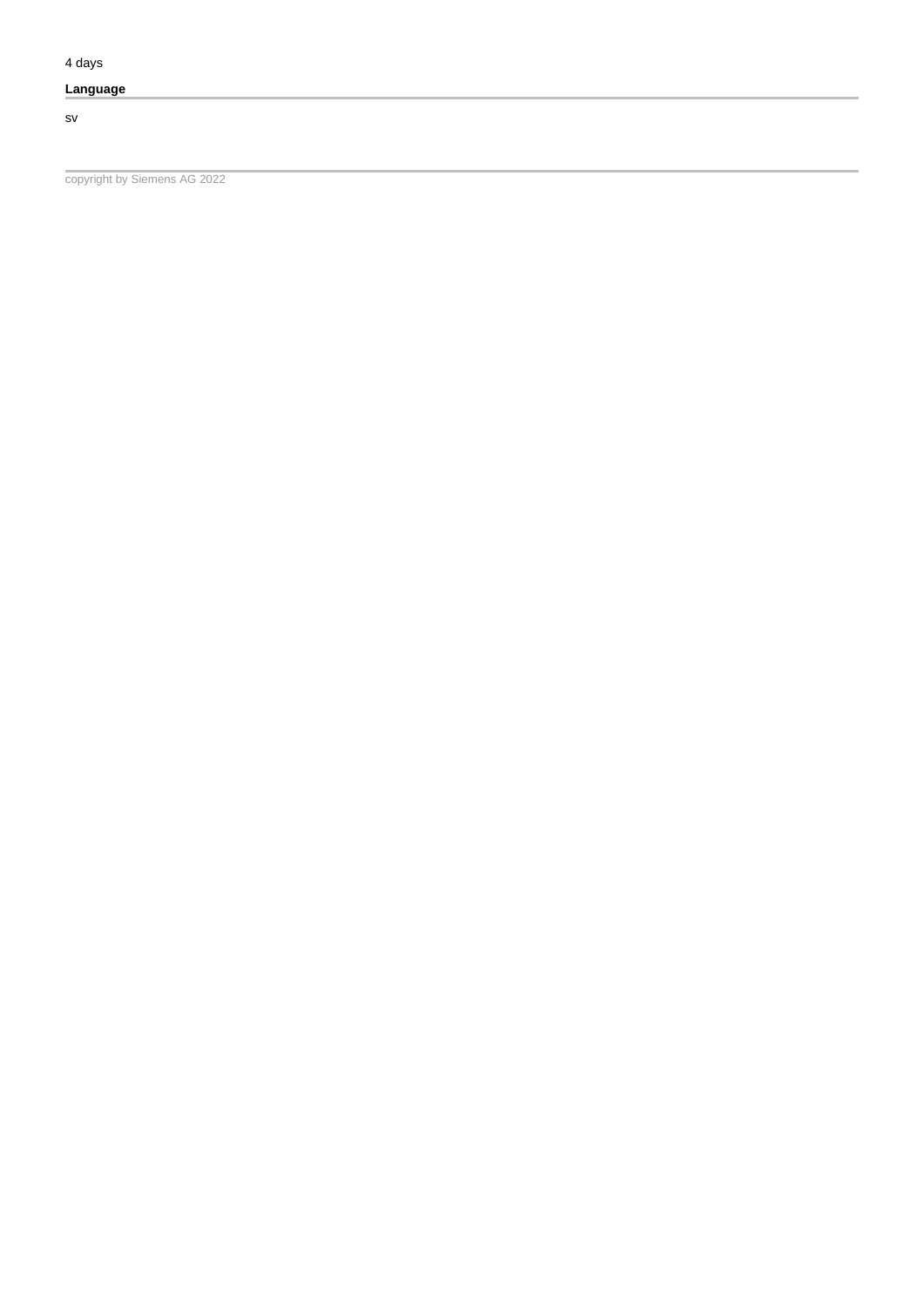4 days

**Language**

sv

copyright by Siemens AG 2022